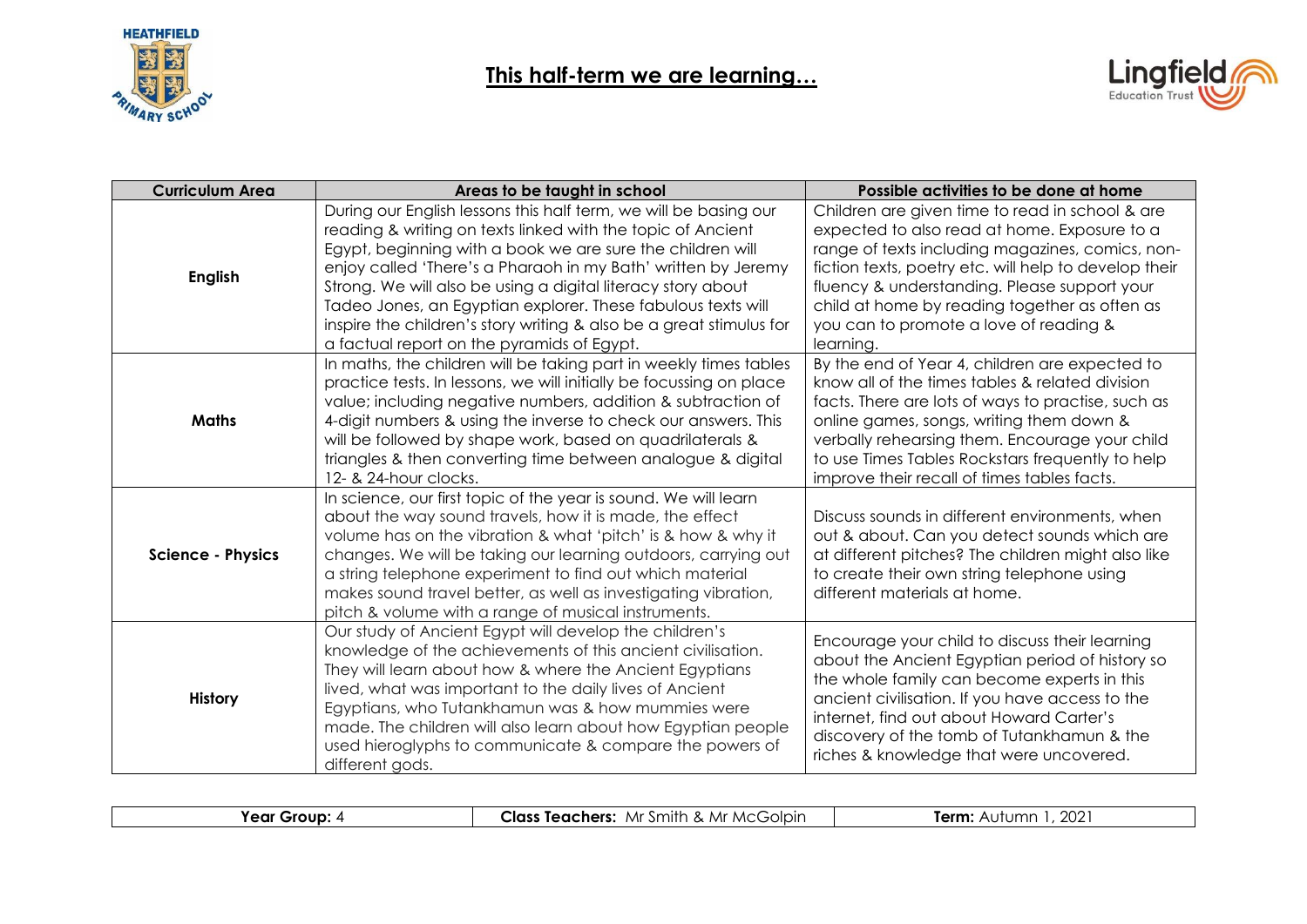# This half-term we are learning…

| Curriculum Area | Areas to be taught in school | Possible activities to be done at home |
|---|---|---|
| **English** | During our English lessons this half term, we will be basing our reading & writing on texts linked with the topic of Ancient Egypt, beginning with a book we are sure the children will enjoy called 'There's a Pharaoh in my Bath' written by Jeremy Strong. We will also be using a digital literacy story about Tadeo Jones, an Egyptian explorer. These fabulous texts will inspire the children's story writing & also be a great stimulus for a factual report on the pyramids of Egypt. | Children are given time to read in school & are expected to also read at home. Exposure to a range of texts including magazines, comics, non-fiction texts, poetry etc. will help to develop their fluency & understanding. Please support your child at home by reading together as often as you can to promote a love of reading & learning. |
| **Maths** | In maths, the children will be taking part in weekly times tables practice tests. In lessons, we will initially be focussing on place value; including negative numbers, addition & subtraction of 4-digit numbers & using the inverse to check our answers. This will be followed by shape work, based on quadrilaterals & triangles & then converting time between analogue & digital 12- & 24-hour clocks. | By the end of Year 4, children are expected to know all of the times tables & related division facts. There are lots of ways to practise, such as online games, songs, writing them down & verbally rehearsing them. Encourage your child to use Times Tables Rockstars frequently to help improve their recall of times tables facts. |
| **Science - Physics** | In science, our first topic of the year is sound. We will learn about the way sound travels, how it is made, the effect volume has on the vibration & what 'pitch' is & how & why it changes. We will be taking our learning outdoors, carrying out a string telephone experiment to find out which material makes sound travel better, as well as investigating vibration, pitch & volume with a range of musical instruments. | Discuss sounds in different environments, when out & about. Can you detect sounds which are at different pitches? The children might also like to create their own string telephone using different materials at home. |
| **History** | Our study of Ancient Egypt will develop the children's knowledge of the achievements of this ancient civilisation. They will learn about how & where the Ancient Egyptians lived, what was important to the daily lives of Ancient Egyptians, who Tutankhamun was & how mummies were made. The children will also learn about how Egyptian people used hieroglyphs to communicate & compare the powers of different gods. | Encourage your child to discuss their learning about the Ancient Egyptian period of history so the whole family can become experts in this ancient civilisation. If you have access to the internet, find out about Howard Carter's discovery of the tomb of Tutankhamun & the riches & knowledge that were uncovered. |

| **Year Group:** 4 | **Class Teachers:** Mr Smith & Mr McGolpin | **Term:** Autumn 1, 2021 |
|---|---|---|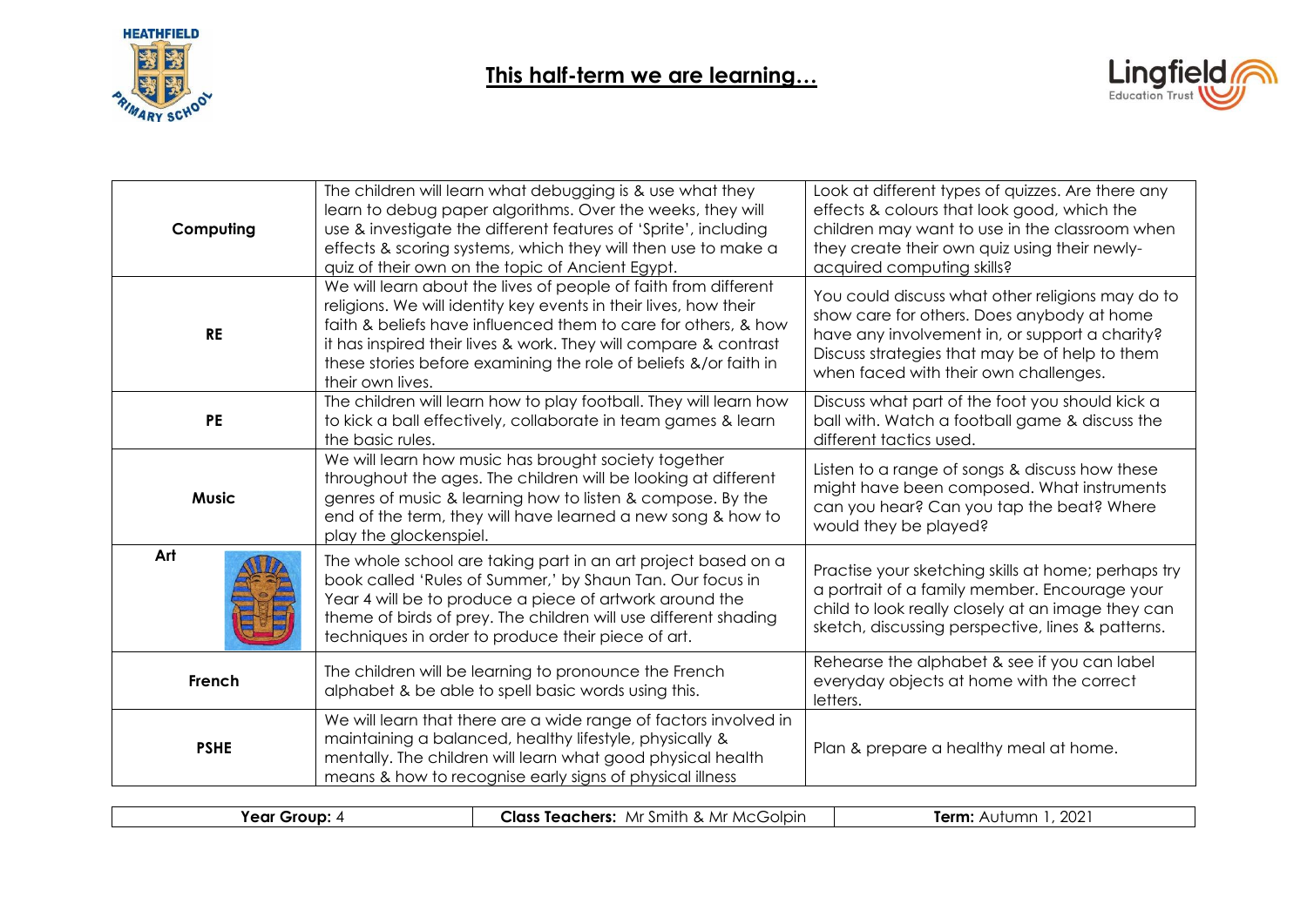# This half-term we are learning…

| | | |
|---|---|---|
| **Computing** | The children will learn what debugging is & use what they learn to debug paper algorithms. Over the weeks, they will use & investigate the different features of 'Sprite', including effects & scoring systems, which they will then use to make a quiz of their own on the topic of Ancient Egypt. | Look at different types of quizzes. Are there any effects & colours that look good, which the children may want to use in the classroom when they create their own quiz using their newly-acquired computing skills? |
| **RE** | We will learn about the lives of people of faith from different religions. We will identity key events in their lives, how their faith & beliefs have influenced them to care for others, & how it has inspired their lives & work. They will compare & contrast these stories before examining the role of beliefs &/or faith in their own lives. | You could discuss what other religions may do to show care for others. Does anybody at home have any involvement in, or support a charity? Discuss strategies that may be of help to them when faced with their own challenges. |
| **PE** | The children will learn how to play football. They will learn how to kick a ball effectively, collaborate in team games & learn the basic rules. | Discuss what part of the foot you should kick a ball with. Watch a football game & discuss the different tactics used. |
| **Music** | We will learn how music has brought society together throughout the ages. The children will be looking at different genres of music & learning how to listen & compose. By the end of the term, they will have learned a new song & how to play the glockenspiel. | Listen to a range of songs & discuss how these might have been composed. What instruments can you hear? Can you tap the beat? Where would they be played? |
| **Art** | The whole school are taking part in an art project based on a book called 'Rules of Summer,' by Shaun Tan. Our focus in Year 4 will be to produce a piece of artwork around the theme of birds of prey. The children will use different shading techniques in order to produce their piece of art. | Practise your sketching skills at home; perhaps try a portrait of a family member. Encourage your child to look really closely at an image they can sketch, discussing perspective, lines & patterns. |
| **French** | The children will be learning to pronounce the French alphabet & be able to spell basic words using this. | Rehearse the alphabet & see if you can label everyday objects at home with the correct letters. |
| **PSHE** | We will learn that there are a wide range of factors involved in maintaining a balanced, healthy lifestyle, physically & mentally. The children will learn what good physical health means & how to recognise early signs of physical illness | Plan & prepare a healthy meal at home. |

| **Year Group:** 4 | **Class Teachers:** Mr Smith & Mr McGolpin | **Term:** Autumn 1, 2021 |
|---|---|---|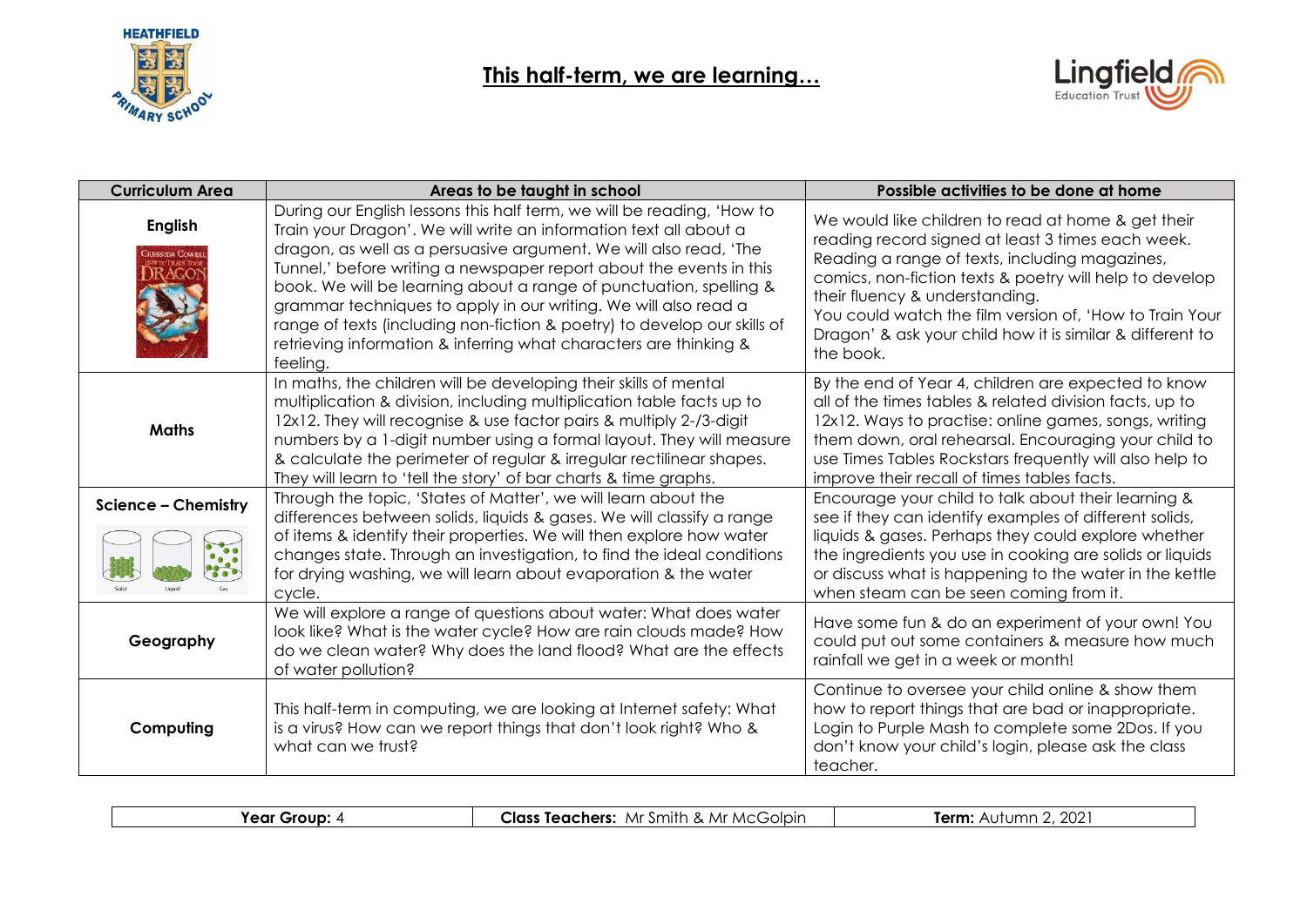# This half-term, we are learning…

| Curriculum Area | Areas to be taught in school | Possible activities to be done at home |
| --- | --- | --- |
| **English** | During our English lessons this half term, we will be reading, 'How to Train your Dragon'. We will write an information text all about a dragon, as well as a persuasive argument. We will also read, 'The Tunnel,' before writing a newspaper report about the events in this book. We will be learning about a range of punctuation, spelling & grammar techniques to apply in our writing. We will also read a range of texts (including non-fiction & poetry) to develop our skills of retrieving information & inferring what characters are thinking & feeling. | We would like children to read at home & get their reading record signed at least 3 times each week. Reading a range of texts, including magazines, comics, non-fiction texts & poetry will help to develop their fluency & understanding. You could watch the film version of, 'How to Train Your Dragon' & ask your child how it is similar & different to the book. |
| **Maths** | In maths, the children will be developing their skills of mental multiplication & division, including multiplication table facts up to 12x12. They will recognise & use factor pairs & multiply 2-/3-digit numbers by a 1-digit number using a formal layout. They will measure & calculate the perimeter of regular & irregular rectilinear shapes. They will learn to 'tell the story' of bar charts & time graphs. | By the end of Year 4, children are expected to know all of the times tables & related division facts, up to 12x12. Ways to practise: online games, songs, writing them down, oral rehearsal. Encouraging your child to use Times Tables Rockstars frequently will also help to improve their recall of times tables facts. |
| **Science – Chemistry** | Through the topic, 'States of Matter', we will learn about the differences between solids, liquids & gases. We will classify a range of items & identify their properties. We will then explore how water changes state. Through an investigation, to find the ideal conditions for drying washing, we will learn about evaporation & the water cycle. | Encourage your child to talk about their learning & see if they can identify examples of different solids, liquids & gases. Perhaps they could explore whether the ingredients you use in cooking are solids or liquids or discuss what is happening to the water in the kettle when steam can be seen coming from it. |
| **Geography** | We will explore a range of questions about water: What does water look like? What is the water cycle? How are rain clouds made? How do we clean water? Why does the land flood? What are the effects of water pollution? | Have some fun & do an experiment of your own! You could put out some containers & measure how much rainfall we get in a week or month! |
| **Computing** | This half-term in computing, we are looking at Internet safety: What is a virus? How can we report things that don't look right? Who & what can we trust? | Continue to oversee your child online & show them how to report things that are bad or inappropriate. Login to Purple Mash to complete some 2Dos. If you don't know your child's login, please ask the class teacher. |

| **Year Group:** 4 | **Class Teachers:** Mr Smith & Mr McGolpin | **Term:** Autumn 2, 2021 |
| --- | --- | --- |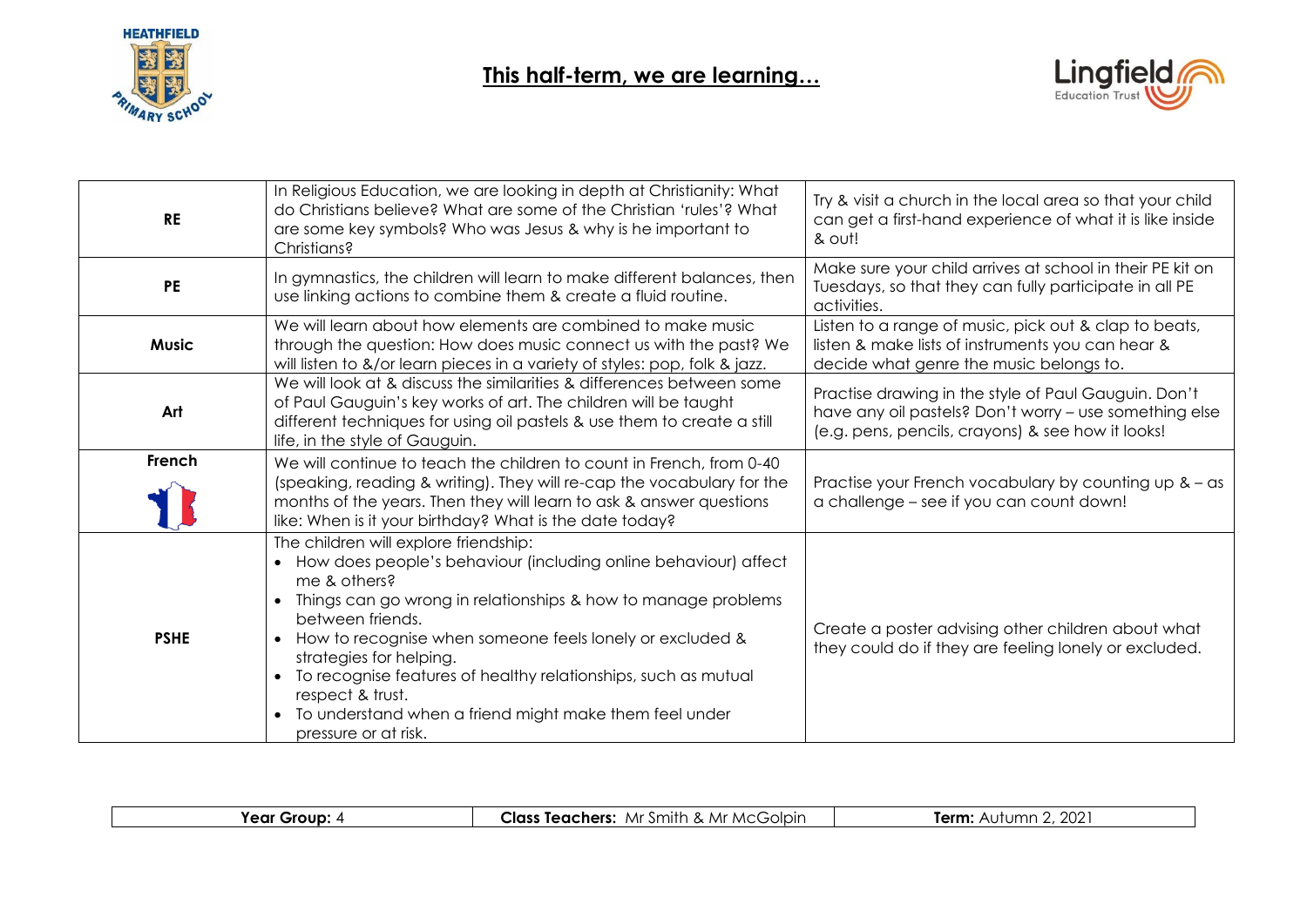## This half-term, we are learning…

| | | |
|---|---|---|
| **RE** | In Religious Education, we are looking in depth at Christianity: What do Christians believe? What are some of the Christian 'rules'? What are some key symbols? Who was Jesus & why is he important to Christians? | Try & visit a church in the local area so that your child can get a first-hand experience of what it is like inside & out! |
| **PE** | In gymnastics, the children will learn to make different balances, then use linking actions to combine them & create a fluid routine. | Make sure your child arrives at school in their PE kit on Tuesdays, so that they can fully participate in all PE activities. |
| **Music** | We will learn about how elements are combined to make music through the question: How does music connect us with the past? We will listen to &/or learn pieces in a variety of styles: pop, folk & jazz. | Listen to a range of music, pick out & clap to beats, listen & make lists of instruments you can hear & decide what genre the music belongs to. |
| **Art** | We will look at & discuss the similarities & differences between some of Paul Gauguin's key works of art. The children will be taught different techniques for using oil pastels & use them to create a still life, in the style of Gauguin. | Practise drawing in the style of Paul Gauguin. Don't have any oil pastels? Don't worry – use something else (e.g. pens, pencils, crayons) & see how it looks! |
| **French** | We will continue to teach the children to count in French, from 0-40 (speaking, reading & writing). They will re-cap the vocabulary for the months of the years. Then they will learn to ask & answer questions like: When is it your birthday? What is the date today? | Practise your French vocabulary by counting up & – as a challenge – see if you can count down! |
| **PSHE** | The children will explore friendship:<br>• How does people's behaviour (including online behaviour) affect me & others?<br>• Things can go wrong in relationships & how to manage problems between friends.<br>• How to recognise when someone feels lonely or excluded & strategies for helping.<br>• To recognise features of healthy relationships, such as mutual respect & trust.<br>• To understand when a friend might make them feel under pressure or at risk. | Create a poster advising other children about what they could do if they are feeling lonely or excluded. |

| | | |
|---|---|---|
| **Year Group:** 4 | **Class Teachers:** Mr Smith & Mr McGolpin | **Term:** Autumn 2, 2021 |